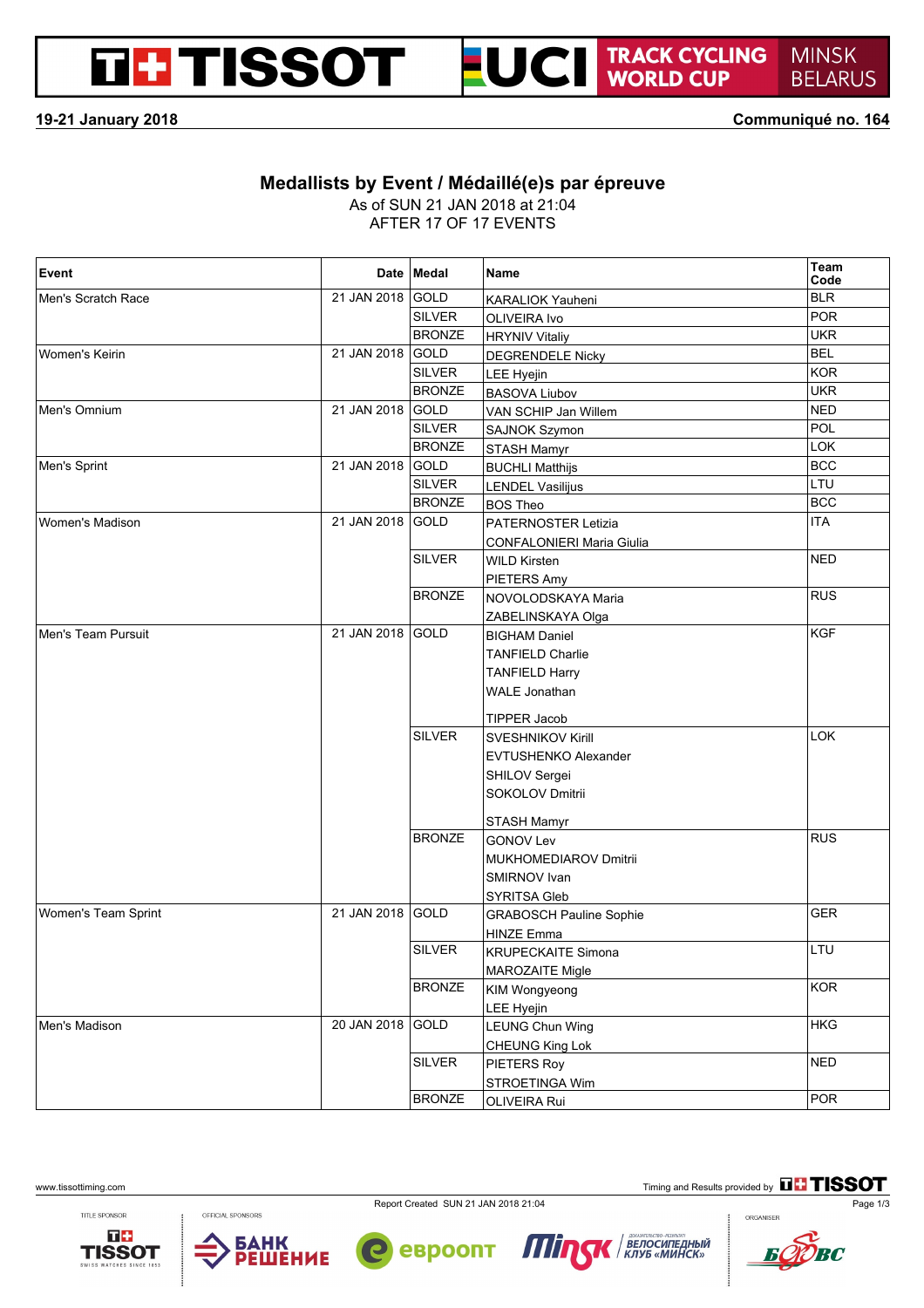TISSOT UCI TRACK CYCLING WORLD CUP MINSK BELARUS

**19-21 January 2018** **Communiqué no. 164**

## Medallists by Event / Médaillé(e)s par épreuve

As of SUN 21 JAN 2018 at 21:04
AFTER 17 OF 17 EVENTS

| Event | Date | Medal | Name | Team Code |
|---|---|---|---|---|
| Men's Scratch Race | 21 JAN 2018 | GOLD | KARALIOK Yauheni | BLR |
| | | SILVER | OLIVEIRA Ivo | POR |
| | | BRONZE | HRYNIV Vitaliy | UKR |
| Women's Keirin | 21 JAN 2018 | GOLD | DEGRENDELE Nicky | BEL |
| | | SILVER | LEE Hyejin | KOR |
| | | BRONZE | BASOVA Liubov | UKR |
| Men's Omnium | 21 JAN 2018 | GOLD | VAN SCHIP Jan Willem | NED |
| | | SILVER | SAJNOK Szymon | POL |
| | | BRONZE | STASH Mamyr | LOK |
| Men's Sprint | 21 JAN 2018 | GOLD | BUCHLI Matthijs | BCC |
| | | SILVER | LENDEL Vasilijus | LTU |
| | | BRONZE | BOS Theo | BCC |
| Women's Madison | 21 JAN 2018 | GOLD | PATERNOSTER Letizia<br>CONFALONIERI Maria Giulia | ITA |
| | | SILVER | WILD Kirsten<br>PIETERS Amy | NED |
| | | BRONZE | NOVOLODSKAYA Maria<br>ZABELINSKAYA Olga | RUS |
| Men's Team Pursuit | 21 JAN 2018 | GOLD | BIGHAM Daniel<br>TANFIELD Charlie<br>TANFIELD Harry<br>WALE Jonathan<br>TIPPER Jacob | KGF |
| | | SILVER | SVESHNIKOV Kirill<br>EVTUSHENKO Alexander<br>SHILOV Sergei<br>SOKOLOV Dmitrii<br>STASH Mamyr | LOK |
| | | BRONZE | GONOV Lev<br>MUKHOMEDIAROV Dmitrii<br>SMIRNOV Ivan<br>SYRITSA Gleb | RUS |
| Women's Team Sprint | 21 JAN 2018 | GOLD | GRABOSCH Pauline Sophie<br>HINZE Emma | GER |
| | | SILVER | KRUPECKAITE Simona<br>MAROZAITE Migle | LTU |
| | | BRONZE | KIM Wongyeong<br>LEE Hyejin | KOR |
| Men's Madison | 20 JAN 2018 | GOLD | LEUNG Chun Wing<br>CHEUNG King Lok | HKG |
| | | SILVER | PIETERS Roy<br>STROETINGA Wim | NED |
| | | BRONZE | OLIVEIRA Rui | POR |

www.tissottiming.com

Timing and Results provided by TISSOT

Report Created SUN 21 JAN 2018 21:04

TITLE SPONSOR: TISSOT SWISS WATCHES SINCE 1853 — OFFICIAL SPONSORS: БАНК РЕШЕНИЕ, евроопт, Minsk, ВЕЛОСИПЕДНЫЙ КЛУБ «МИНСК» — ORGANISER: БФВС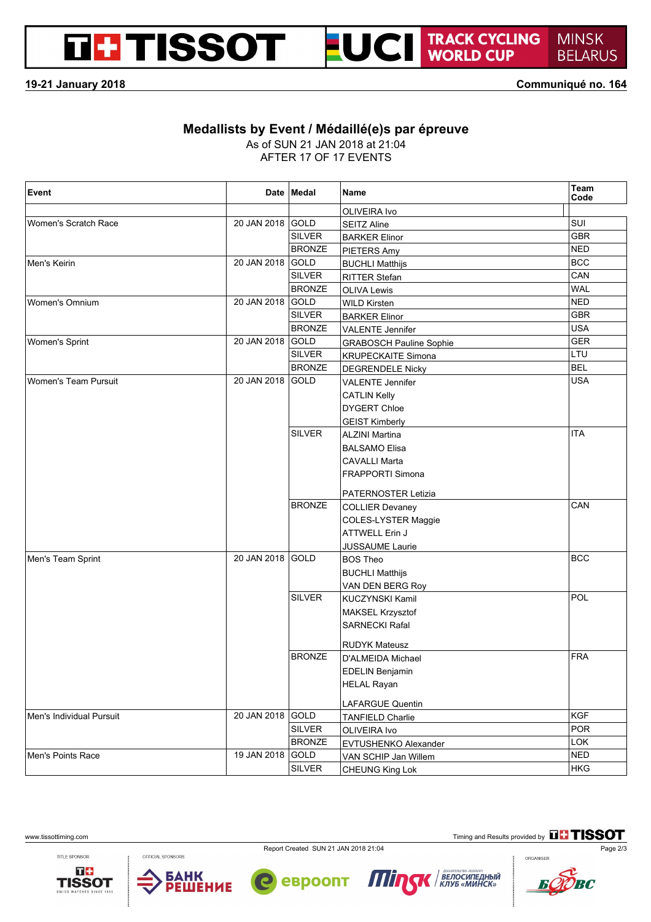19-21 January 2018 | Communiqué no. 164

## Medallists by Event / Médaillé(e)s par épreuve

As of SUN 21 JAN 2018 at 21:04
AFTER 17 OF 17 EVENTS

| Event | Date | Medal | Name | Team Code |
|---|---|---|---|---|
| | | | OLIVEIRA Ivo | |
| Women's Scratch Race | 20 JAN 2018 | GOLD | SEITZ Aline | SUI |
| | | SILVER | BARKER Elinor | GBR |
| | | BRONZE | PIETERS Amy | NED |
| Men's Keirin | 20 JAN 2018 | GOLD | BUCHLI Matthijs | BCC |
| | | SILVER | RITTER Stefan | CAN |
| | | BRONZE | OLIVA Lewis | WAL |
| Women's Omnium | 20 JAN 2018 | GOLD | WILD Kirsten | NED |
| | | SILVER | BARKER Elinor | GBR |
| | | BRONZE | VALENTE Jennifer | USA |
| Women's Sprint | 20 JAN 2018 | GOLD | GRABOSCH Pauline Sophie | GER |
| | | SILVER | KRUPECKAITE Simona | LTU |
| | | BRONZE | DEGRENDELE Nicky | BEL |
| Women's Team Pursuit | 20 JAN 2018 | GOLD | VALENTE Jennifer<br>CATLIN Kelly<br>DYGERT Chloe<br>GEIST Kimberly | USA |
| | | SILVER | ALZINI Martina<br>BALSAMO Elisa<br>CAVALLI Marta<br>FRAPPORTI Simona<br>PATERNOSTER Letizia | ITA |
| | | BRONZE | COLLIER Devaney<br>COLES-LYSTER Maggie<br>ATTWELL Erin J<br>JUSSAUME Laurie | CAN |
| Men's Team Sprint | 20 JAN 2018 | GOLD | BOS Theo<br>BUCHLI Matthijs<br>VAN DEN BERG Roy | BCC |
| | | SILVER | KUCZYNSKI Kamil<br>MAKSEL Krzysztof<br>SARNECKI Rafal<br>RUDYK Mateusz | POL |
| | | BRONZE | D'ALMEIDA Michael<br>EDELIN Benjamin<br>HELAL Rayan<br>LAFARGUE Quentin | FRA |
| Men's Individual Pursuit | 20 JAN 2018 | GOLD | TANFIELD Charlie | KGF |
| | | SILVER | OLIVEIRA Ivo | POR |
| | | BRONZE | EVTUSHENKO Alexander | LOK |
| Men's Points Race | 19 JAN 2018 | GOLD | VAN SCHIP Jan Willem | NED |
| | | SILVER | CHEUNG King Lok | HKG |

Report Created SUN 21 JAN 2018 21:04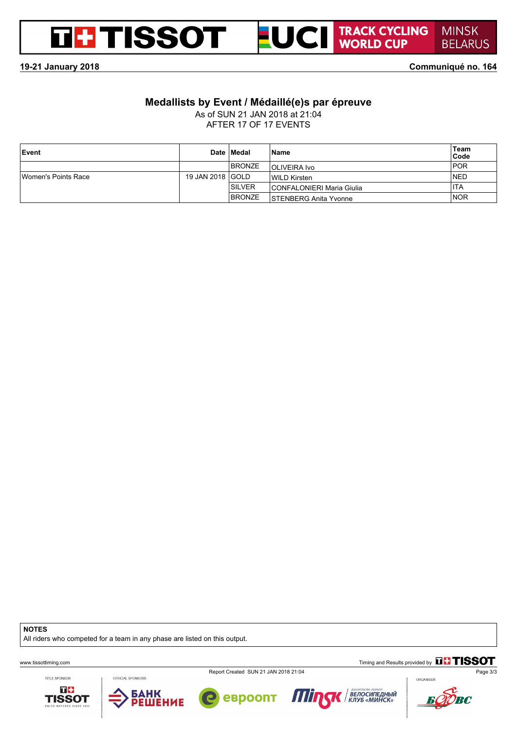19-21 January 2018 — Communiqué no. 164

## Medallists by Event / Médaillé(e)s par épreuve

As of SUN 21 JAN 2018 at 21:04
AFTER 17 OF 17 EVENTS

| Event | Date | Medal | Name | Team Code |
|---|---|---|---|---|
| | | BRONZE | OLIVEIRA Ivo | POR |
| Women's Points Race | 19 JAN 2018 | GOLD | WILD Kirsten | NED |
| | | SILVER | CONFALONIERI Maria Giulia | ITA |
| | | BRONZE | STENBERG Anita Yvonne | NOR |

**NOTES**
All riders who competed for a team in any phase are listed on this output.

www.tissottiming.com — Timing and Results provided by TISSOT

Report Created SUN 21 JAN 2018 21:04